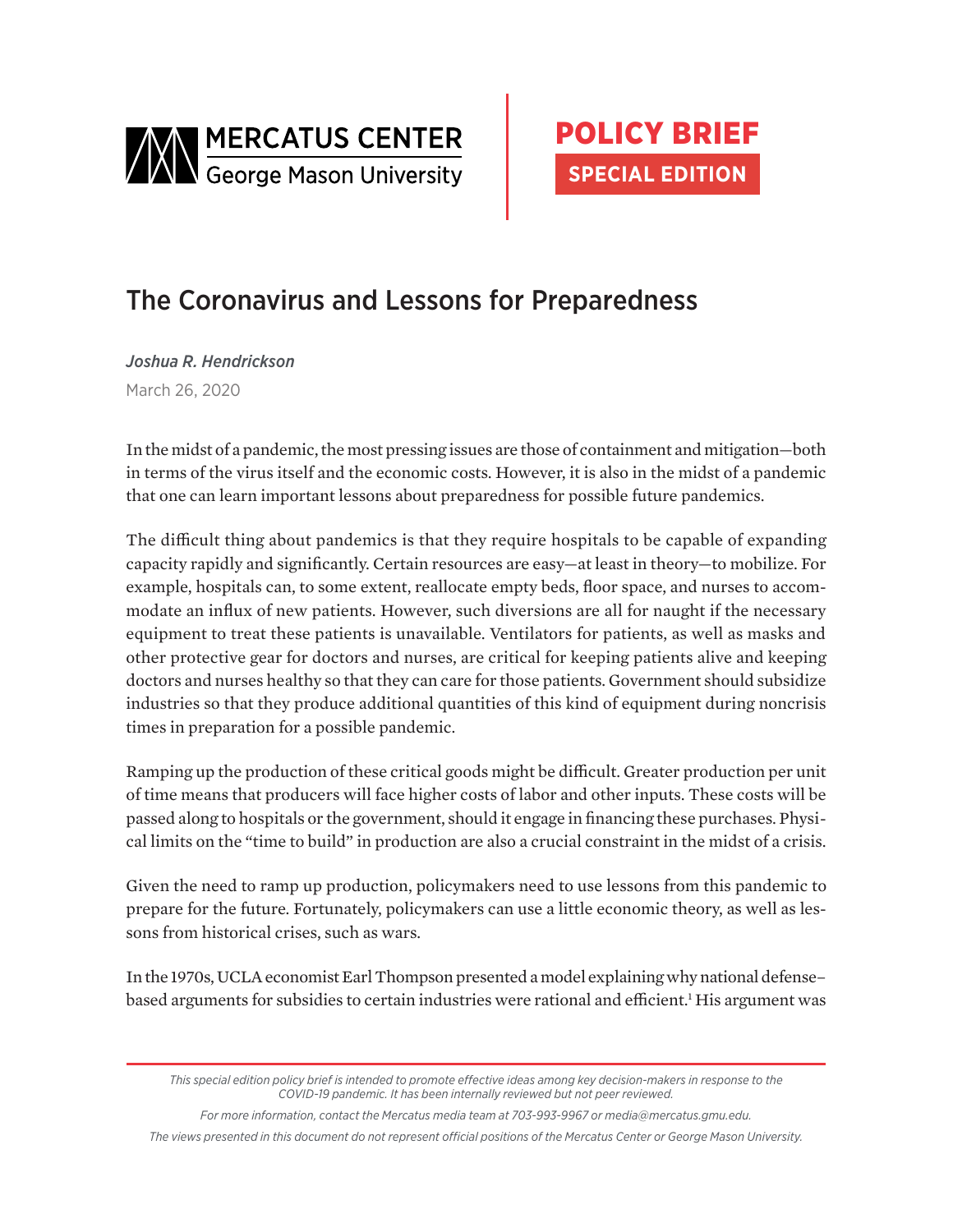MERCATUS CENTER
George Mason University

POLICY BRIEF
SPECIAL EDITION

# The Coronavirus and Lessons for Preparedness

*Joshua R. Hendrickson*

March 26, 2020

In the midst of a pandemic, the most pressing issues are those of containment and mitigation—both in terms of the virus itself and the economic costs. However, it is also in the midst of a pandemic that one can learn important lessons about preparedness for possible future pandemics.

The difficult thing about pandemics is that they require hospitals to be capable of expanding capacity rapidly and significantly. Certain resources are easy—at least in theory—to mobilize. For example, hospitals can, to some extent, reallocate empty beds, floor space, and nurses to accommodate an influx of new patients. However, such diversions are all for naught if the necessary equipment to treat these patients is unavailable. Ventilators for patients, as well as masks and other protective gear for doctors and nurses, are critical for keeping patients alive and keeping doctors and nurses healthy so that they can care for those patients. Government should subsidize industries so that they produce additional quantities of this kind of equipment during noncrisis times in preparation for a possible pandemic.

Ramping up the production of these critical goods might be difficult. Greater production per unit of time means that producers will face higher costs of labor and other inputs. These costs will be passed along to hospitals or the government, should it engage in financing these purchases. Physical limits on the "time to build" in production are also a crucial constraint in the midst of a crisis.

Given the need to ramp up production, policymakers need to use lessons from this pandemic to prepare for the future. Fortunately, policymakers can use a little economic theory, as well as lessons from historical crises, such as wars.

In the 1970s, UCLA economist Earl Thompson presented a model explaining why national defense–based arguments for subsidies to certain industries were rational and efficient.[1] His argument was

*This special edition policy brief is intended to promote effective ideas among key decision-makers in response to the COVID-19 pandemic. It has been internally reviewed but not peer reviewed.*

*For more information, contact the Mercatus media team at 703-993-9967 or media@mercatus.gmu.edu.*

*The views presented in this document do not represent official positions of the Mercatus Center or George Mason University.*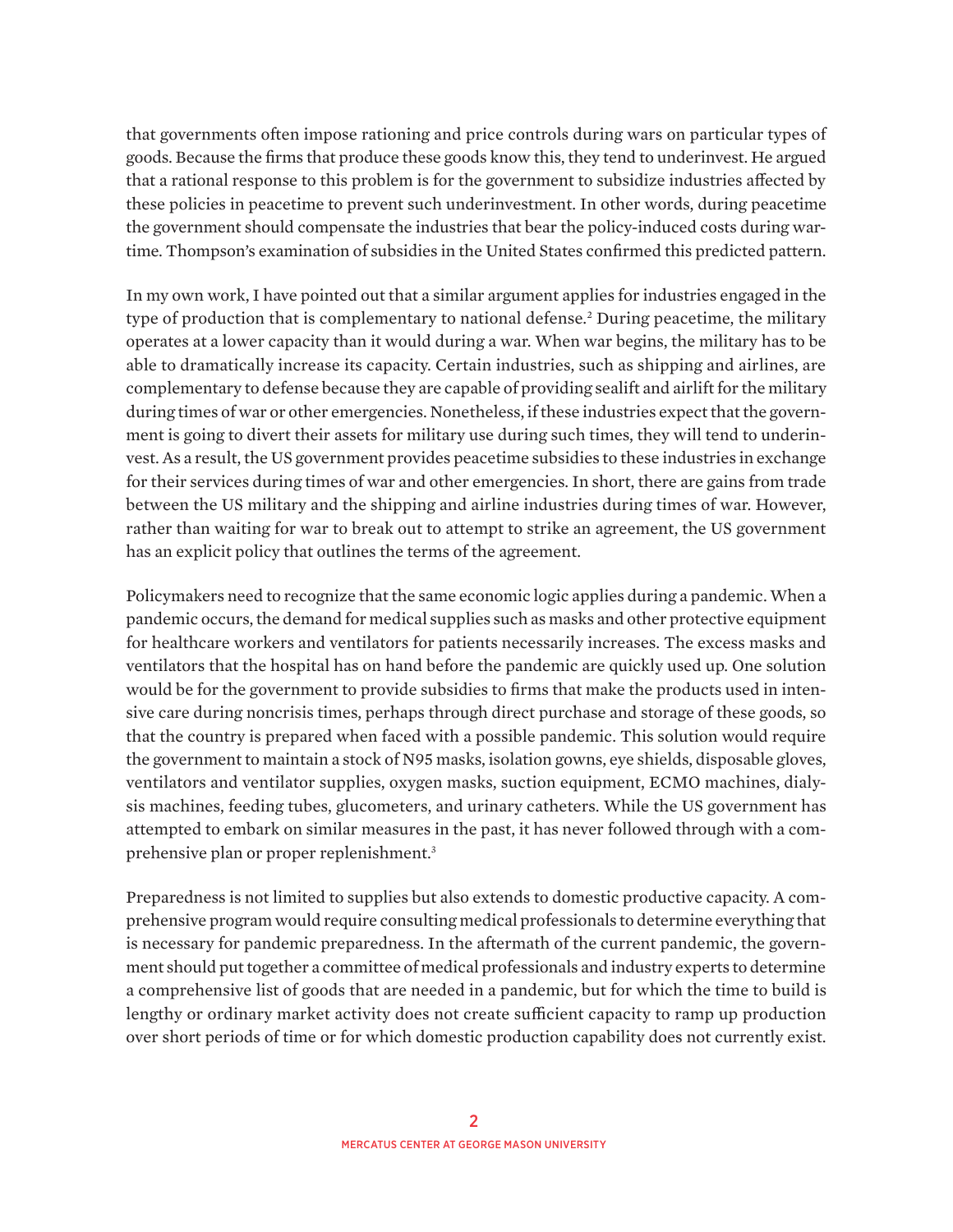that governments often impose rationing and price controls during wars on particular types of goods. Because the firms that produce these goods know this, they tend to underinvest. He argued that a rational response to this problem is for the government to subsidize industries affected by these policies in peacetime to prevent such underinvestment. In other words, during peacetime the government should compensate the industries that bear the policy-induced costs during wartime. Thompson's examination of subsidies in the United States confirmed this predicted pattern.

In my own work, I have pointed out that a similar argument applies for industries engaged in the type of production that is complementary to national defense.[2] During peacetime, the military operates at a lower capacity than it would during a war. When war begins, the military has to be able to dramatically increase its capacity. Certain industries, such as shipping and airlines, are complementary to defense because they are capable of providing sealift and airlift for the military during times of war or other emergencies. Nonetheless, if these industries expect that the government is going to divert their assets for military use during such times, they will tend to underinvest. As a result, the US government provides peacetime subsidies to these industries in exchange for their services during times of war and other emergencies. In short, there are gains from trade between the US military and the shipping and airline industries during times of war. However, rather than waiting for war to break out to attempt to strike an agreement, the US government has an explicit policy that outlines the terms of the agreement.

Policymakers need to recognize that the same economic logic applies during a pandemic. When a pandemic occurs, the demand for medical supplies such as masks and other protective equipment for healthcare workers and ventilators for patients necessarily increases. The excess masks and ventilators that the hospital has on hand before the pandemic are quickly used up. One solution would be for the government to provide subsidies to firms that make the products used in intensive care during noncrisis times, perhaps through direct purchase and storage of these goods, so that the country is prepared when faced with a possible pandemic. This solution would require the government to maintain a stock of N95 masks, isolation gowns, eye shields, disposable gloves, ventilators and ventilator supplies, oxygen masks, suction equipment, ECMO machines, dialysis machines, feeding tubes, glucometers, and urinary catheters. While the US government has attempted to embark on similar measures in the past, it has never followed through with a comprehensive plan or proper replenishment.[3]

Preparedness is not limited to supplies but also extends to domestic productive capacity. A comprehensive program would require consulting medical professionals to determine everything that is necessary for pandemic preparedness. In the aftermath of the current pandemic, the government should put together a committee of medical professionals and industry experts to determine a comprehensive list of goods that are needed in a pandemic, but for which the time to build is lengthy or ordinary market activity does not create sufficient capacity to ramp up production over short periods of time or for which domestic production capability does not currently exist.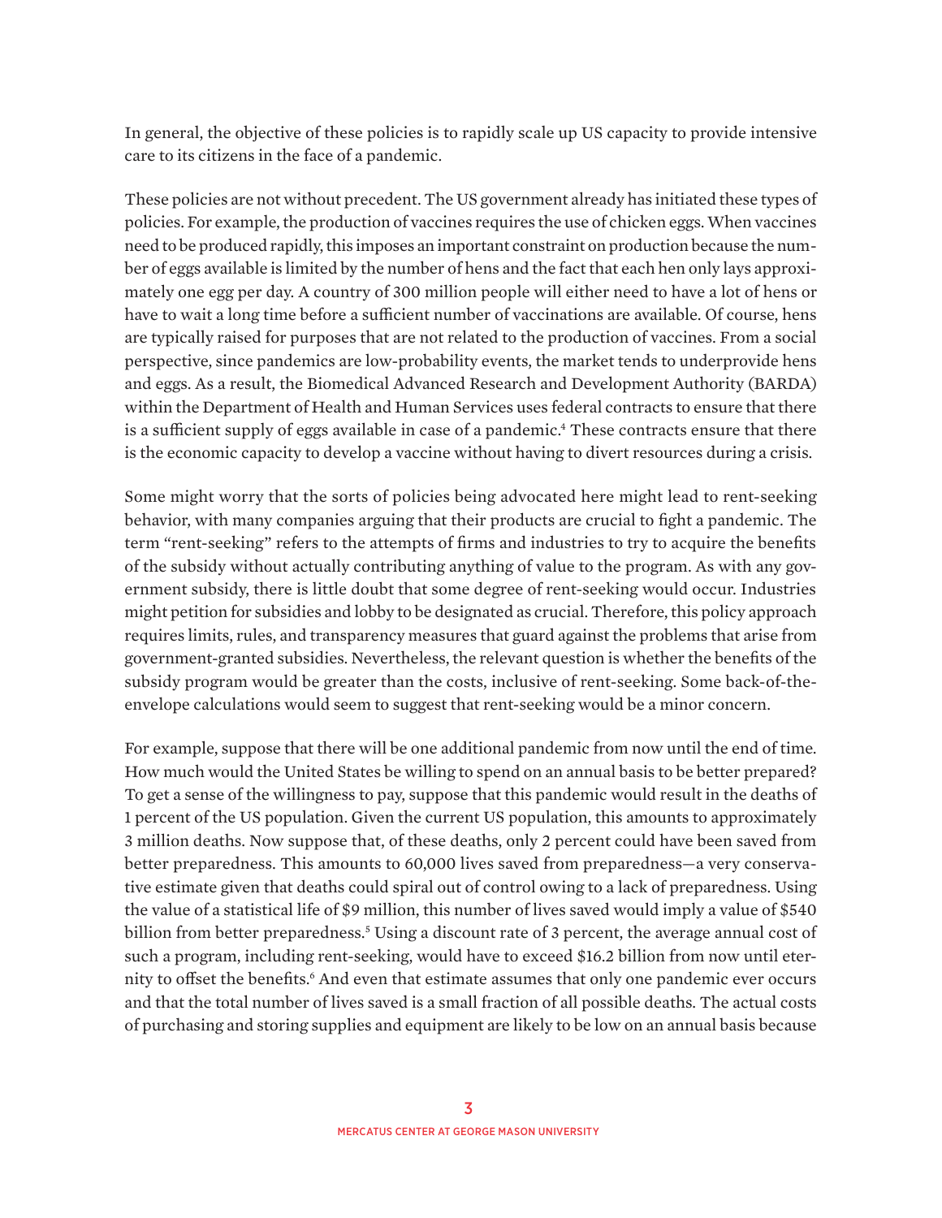In general, the objective of these policies is to rapidly scale up US capacity to provide intensive care to its citizens in the face of a pandemic.

These policies are not without precedent. The US government already has initiated these types of policies. For example, the production of vaccines requires the use of chicken eggs. When vaccines need to be produced rapidly, this imposes an important constraint on production because the number of eggs available is limited by the number of hens and the fact that each hen only lays approximately one egg per day. A country of 300 million people will either need to have a lot of hens or have to wait a long time before a sufficient number of vaccinations are available. Of course, hens are typically raised for purposes that are not related to the production of vaccines. From a social perspective, since pandemics are low-probability events, the market tends to underprovide hens and eggs. As a result, the Biomedical Advanced Research and Development Authority (BARDA) within the Department of Health and Human Services uses federal contracts to ensure that there is a sufficient supply of eggs available in case of a pandemic.[4] These contracts ensure that there is the economic capacity to develop a vaccine without having to divert resources during a crisis.

Some might worry that the sorts of policies being advocated here might lead to rent-seeking behavior, with many companies arguing that their products are crucial to fight a pandemic. The term "rent-seeking" refers to the attempts of firms and industries to try to acquire the benefits of the subsidy without actually contributing anything of value to the program. As with any government subsidy, there is little doubt that some degree of rent-seeking would occur. Industries might petition for subsidies and lobby to be designated as crucial. Therefore, this policy approach requires limits, rules, and transparency measures that guard against the problems that arise from government-granted subsidies. Nevertheless, the relevant question is whether the benefits of the subsidy program would be greater than the costs, inclusive of rent-seeking. Some back-of-the-envelope calculations would seem to suggest that rent-seeking would be a minor concern.

For example, suppose that there will be one additional pandemic from now until the end of time. How much would the United States be willing to spend on an annual basis to be better prepared? To get a sense of the willingness to pay, suppose that this pandemic would result in the deaths of 1 percent of the US population. Given the current US population, this amounts to approximately 3 million deaths. Now suppose that, of these deaths, only 2 percent could have been saved from better preparedness. This amounts to 60,000 lives saved from preparedness—a very conservative estimate given that deaths could spiral out of control owing to a lack of preparedness. Using the value of a statistical life of $9 million, this number of lives saved would imply a value of $540 billion from better preparedness.[5] Using a discount rate of 3 percent, the average annual cost of such a program, including rent-seeking, would have to exceed $16.2 billion from now until eternity to offset the benefits.[6] And even that estimate assumes that only one pandemic ever occurs and that the total number of lives saved is a small fraction of all possible deaths. The actual costs of purchasing and storing supplies and equipment are likely to be low on an annual basis because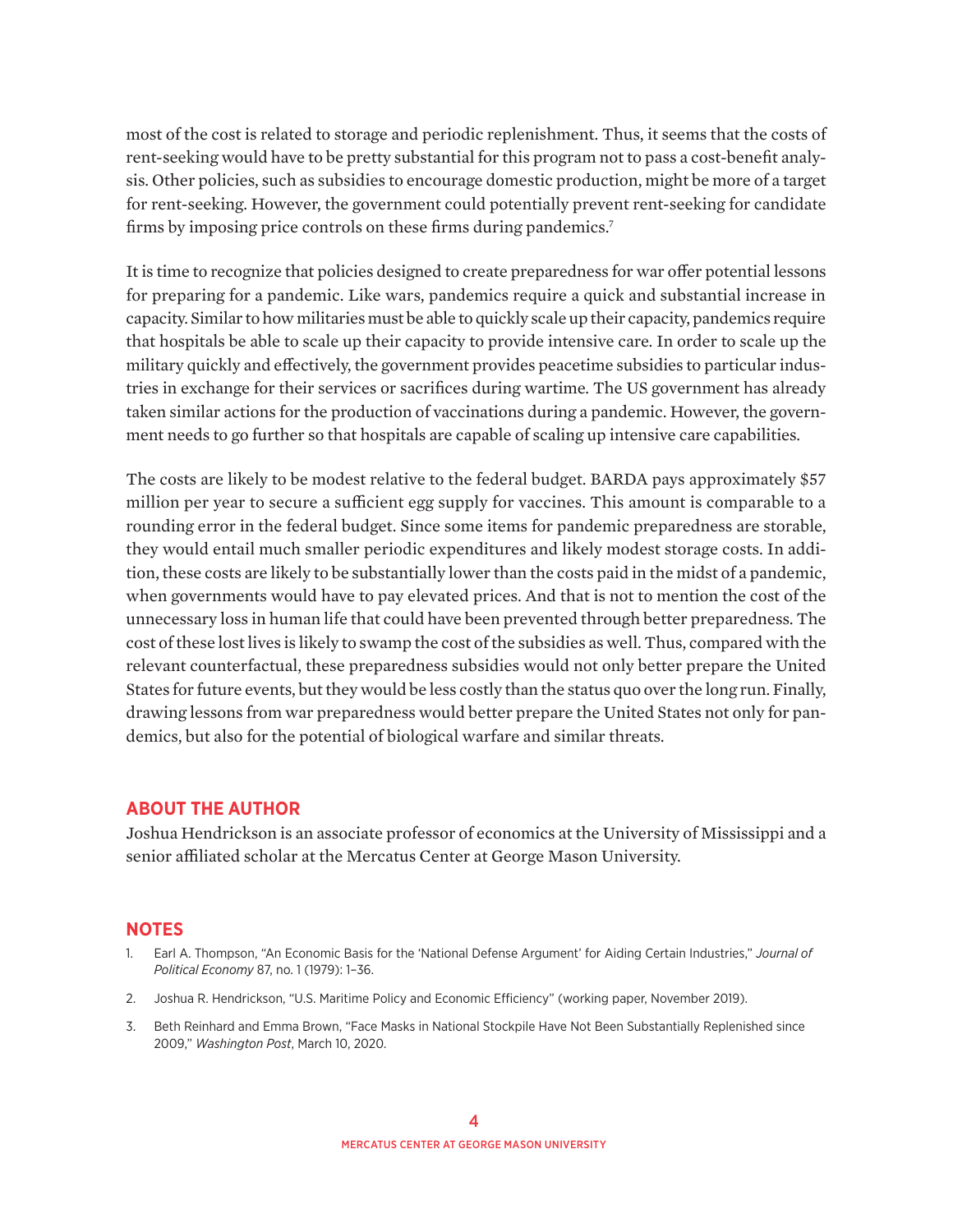most of the cost is related to storage and periodic replenishment. Thus, it seems that the costs of rent-seeking would have to be pretty substantial for this program not to pass a cost-benefit analysis. Other policies, such as subsidies to encourage domestic production, might be more of a target for rent-seeking. However, the government could potentially prevent rent-seeking for candidate firms by imposing price controls on these firms during pandemics.[7]

It is time to recognize that policies designed to create preparedness for war offer potential lessons for preparing for a pandemic. Like wars, pandemics require a quick and substantial increase in capacity. Similar to how militaries must be able to quickly scale up their capacity, pandemics require that hospitals be able to scale up their capacity to provide intensive care. In order to scale up the military quickly and effectively, the government provides peacetime subsidies to particular industries in exchange for their services or sacrifices during wartime. The US government has already taken similar actions for the production of vaccinations during a pandemic. However, the government needs to go further so that hospitals are capable of scaling up intensive care capabilities.

The costs are likely to be modest relative to the federal budget. BARDA pays approximately $57 million per year to secure a sufficient egg supply for vaccines. This amount is comparable to a rounding error in the federal budget. Since some items for pandemic preparedness are storable, they would entail much smaller periodic expenditures and likely modest storage costs. In addition, these costs are likely to be substantially lower than the costs paid in the midst of a pandemic, when governments would have to pay elevated prices. And that is not to mention the cost of the unnecessary loss in human life that could have been prevented through better preparedness. The cost of these lost lives is likely to swamp the cost of the subsidies as well. Thus, compared with the relevant counterfactual, these preparedness subsidies would not only better prepare the United States for future events, but they would be less costly than the status quo over the long run. Finally, drawing lessons from war preparedness would better prepare the United States not only for pandemics, but also for the potential of biological warfare and similar threats.

## ABOUT THE AUTHOR

Joshua Hendrickson is an associate professor of economics at the University of Mississippi and a senior affiliated scholar at the Mercatus Center at George Mason University.

## NOTES

1. Earl A. Thompson, "An Economic Basis for the 'National Defense Argument' for Aiding Certain Industries," *Journal of Political Economy* 87, no. 1 (1979): 1–36.
2. Joshua R. Hendrickson, "U.S. Maritime Policy and Economic Efficiency" (working paper, November 2019).
3. Beth Reinhard and Emma Brown, "Face Masks in National Stockpile Have Not Been Substantially Replenished since 2009," *Washington Post*, March 10, 2020.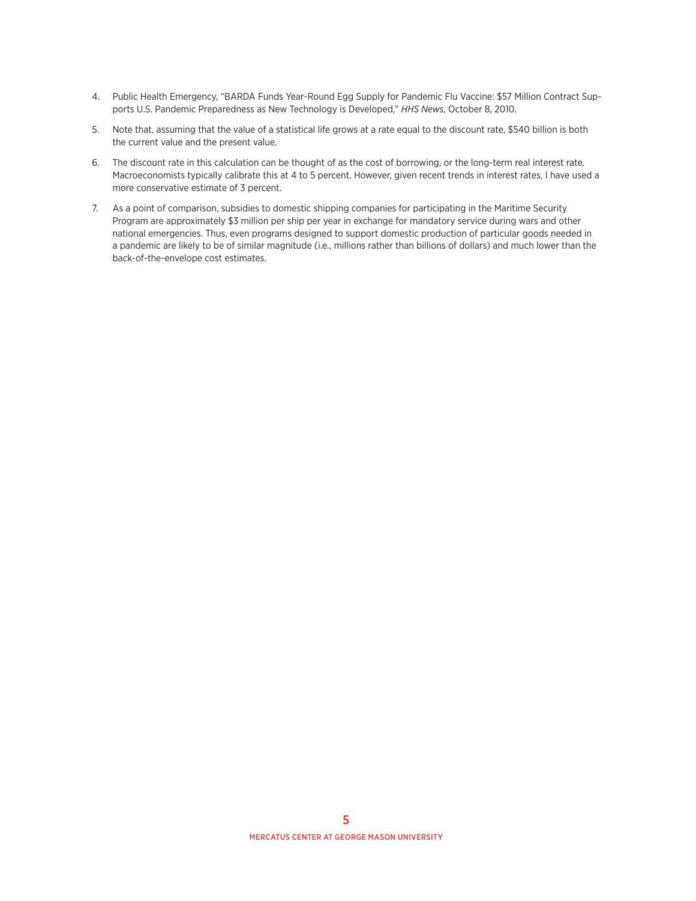4. Public Health Emergency, "BARDA Funds Year-Round Egg Supply for Pandemic Flu Vaccine: $57 Million Contract Supports U.S. Pandemic Preparedness as New Technology is Developed," *HHS News*, October 8, 2010.

5. Note that, assuming that the value of a statistical life grows at a rate equal to the discount rate, $540 billion is both the current value and the present value.

6. The discount rate in this calculation can be thought of as the cost of borrowing, or the long-term real interest rate. Macroeconomists typically calibrate this at 4 to 5 percent. However, given recent trends in interest rates, I have used a more conservative estimate of 3 percent.

7. As a point of comparison, subsidies to domestic shipping companies for participating in the Maritime Security Program are approximately $3 million per ship per year in exchange for mandatory service during wars and other national emergencies. Thus, even programs designed to support domestic production of particular goods needed in a pandemic are likely to be of similar magnitude (i.e., millions rather than billions of dollars) and much lower than the back-of-the-envelope cost estimates.